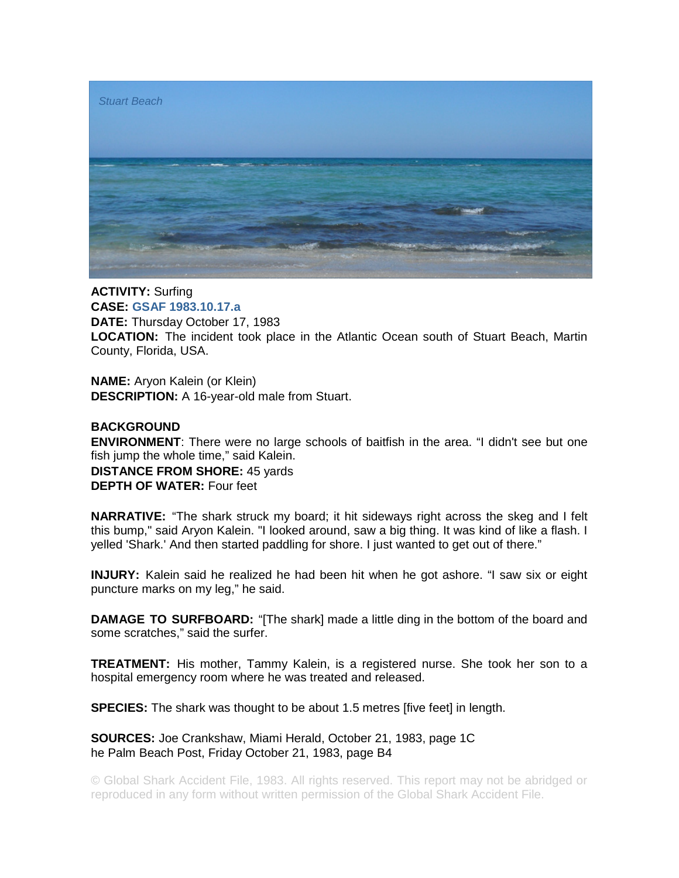*Stuart Beach*

**ACTIVITY:** Surfing
**CASE:** **GSAF 1983.10.17.a**
**DATE:** Thursday October 17, 1983
**LOCATION:** The incident took place in the Atlantic Ocean south of Stuart Beach, Martin County, Florida, USA.

**NAME:** Aryon Kalein (or Klein)
**DESCRIPTION:** A 16-year-old male from Stuart.

**BACKGROUND**
**ENVIRONMENT**: There were no large schools of baitfish in the area. "I didn't see but one fish jump the whole time," said Kalein.
**DISTANCE FROM SHORE:** 45 yards
**DEPTH OF WATER:** Four feet

**NARRATIVE:** "The shark struck my board; it hit sideways right across the skeg and I felt this bump," said Aryon Kalein. "I looked around, saw a big thing. It was kind of like a flash. I yelled 'Shark.' And then started paddling for shore. I just wanted to get out of there."

**INJURY:** Kalein said he realized he had been hit when he got ashore. "I saw six or eight puncture marks on my leg," he said.

**DAMAGE TO SURFBOARD:** "[The shark] made a little ding in the bottom of the board and some scratches," said the surfer.

**TREATMENT:** His mother, Tammy Kalein, is a registered nurse. She took her son to a hospital emergency room where he was treated and released.

**SPECIES:** The shark was thought to be about 1.5 metres [five feet] in length.

**SOURCES:** Joe Crankshaw, Miami Herald, October 21, 1983, page 1C
he Palm Beach Post, Friday October 21, 1983, page B4

© Global Shark Accident File, 1983. All rights reserved. This report may not be abridged or reproduced in any form without written permission of the Global Shark Accident File.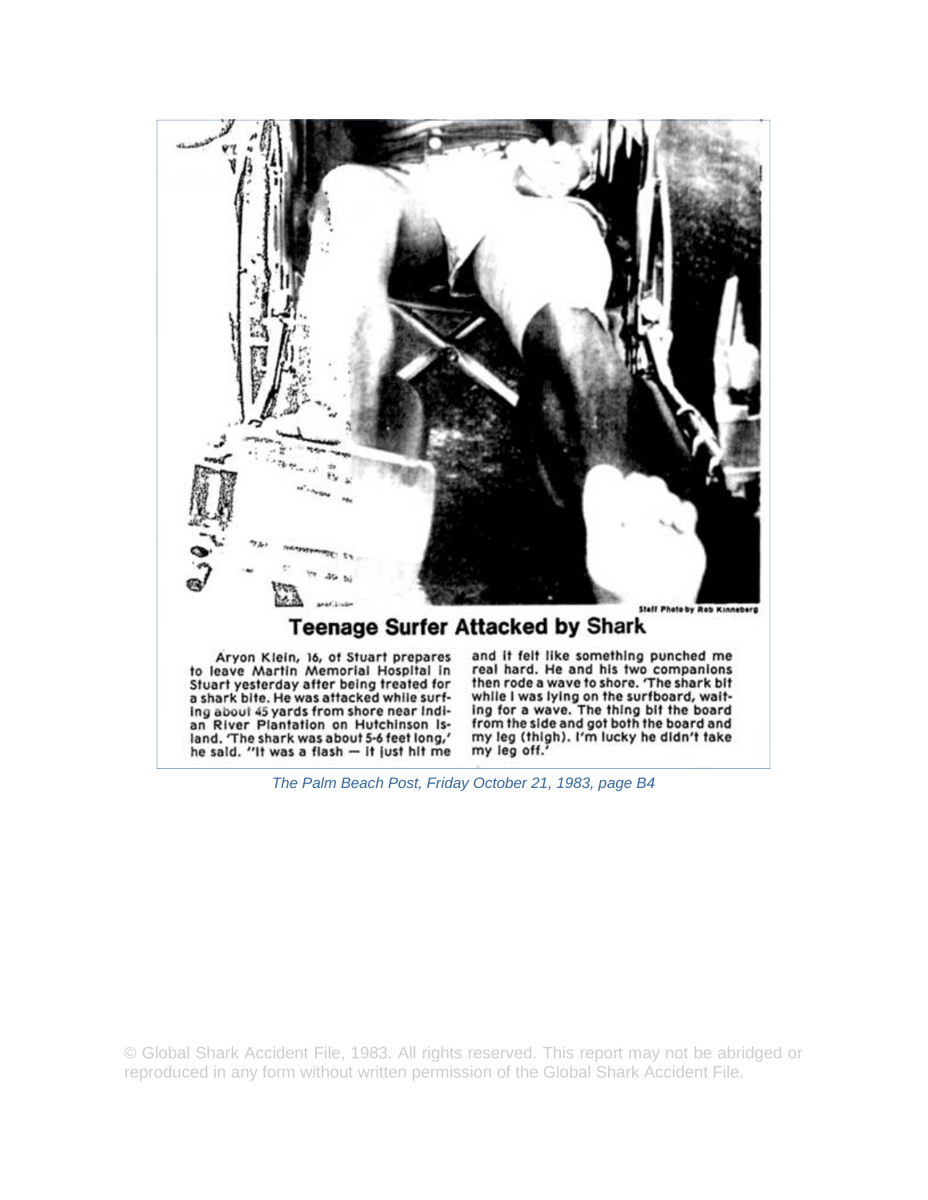Staff Photo by Rob Kinneberg

## Teenage Surfer Attacked by Shark

Aryon Klein, 16, of Stuart prepares to leave Martin Memorial Hospital in Stuart yesterday after being treated for a shark bite. He was attacked while surfing about 45 yards from shore near Indian River Plantation on Hutchinson Island. 'The shark was about 5-6 feet long,' he said. "It was a flash — it just hit me and it felt like something punched me real hard. He and his two companions then rode a wave to shore. 'The shark bit while I was lying on the surfboard, waiting for a wave. The thing bit the board from the side and got both the board and my leg (thigh). I'm lucky he didn't take my leg off.'

*The Palm Beach Post, Friday October 21, 1983, page B4*

© Global Shark Accident File, 1983. All rights reserved. This report may not be abridged or reproduced in any form without written permission of the Global Shark Accident File.